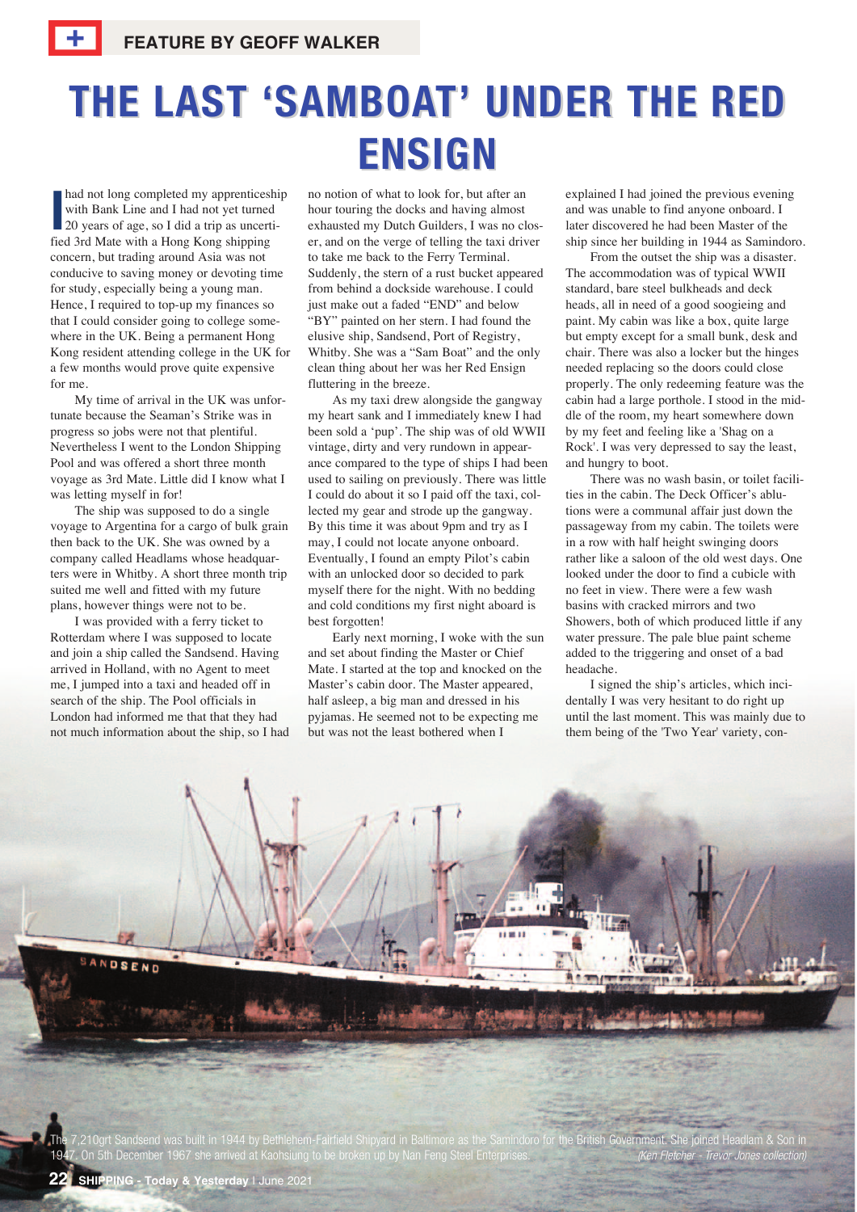FEATURE BY GEOFF WALKER

# THE LAST 'SAMBOAT' UNDER THE RED ENSIGN

I had not long completed my apprenticeship with Bank Line and I had not yet turned 20 years of age, so I did a trip as uncertified 3rd Mate with a Hong Kong shipping concern, but trading around Asia was not conducive to saving money or devoting time for study, especially being a young man. Hence, I required to top-up my finances so that I could consider going to college somewhere in the UK. Being a permanent Hong Kong resident attending college in the UK for a few months would prove quite expensive for me.

My time of arrival in the UK was unfortunate because the Seaman's Strike was in progress so jobs were not that plentiful. Nevertheless I went to the London Shipping Pool and was offered a short three month voyage as 3rd Mate. Little did I know what I was letting myself in for!

The ship was supposed to do a single voyage to Argentina for a cargo of bulk grain then back to the UK. She was owned by a company called Headlams whose headquarters were in Whitby. A short three month trip suited me well and fitted with my future plans, however things were not to be.

I was provided with a ferry ticket to Rotterdam where I was supposed to locate and join a ship called the Sandsend. Having arrived in Holland, with no Agent to meet me, I jumped into a taxi and headed off in search of the ship. The Pool officials in London had informed me that that they had not much information about the ship, so I had no notion of what to look for, but after an hour touring the docks and having almost exhausted my Dutch Guilders, I was no closer, and on the verge of telling the taxi driver to take me back to the Ferry Terminal. Suddenly, the stern of a rust bucket appeared from behind a dockside warehouse. I could just make out a faded "END" and below "BY" painted on her stern. I had found the elusive ship, Sandsend, Port of Registry, Whitby. She was a "Sam Boat" and the only clean thing about her was her Red Ensign fluttering in the breeze.

As my taxi drew alongside the gangway my heart sank and I immediately knew I had been sold a 'pup'. The ship was of old WWII vintage, dirty and very rundown in appearance compared to the type of ships I had been used to sailing on previously. There was little I could do about it so I paid off the taxi, collected my gear and strode up the gangway. By this time it was about 9pm and try as I may, I could not locate anyone onboard. Eventually, I found an empty Pilot's cabin with an unlocked door so decided to park myself there for the night. With no bedding and cold conditions my first night aboard is best forgotten!

Early next morning, I woke with the sun and set about finding the Master or Chief Mate. I started at the top and knocked on the Master's cabin door. The Master appeared, half asleep, a big man and dressed in his pyjamas. He seemed not to be expecting me but was not the least bothered when I explained I had joined the previous evening and was unable to find anyone onboard. I later discovered he had been Master of the ship since her building in 1944 as Samindoro.

From the outset the ship was a disaster. The accommodation was of typical WWII standard, bare steel bulkheads and deck heads, all in need of a good soogieing and paint. My cabin was like a box, quite large but empty except for a small bunk, desk and chair. There was also a locker but the hinges needed replacing so the doors could close properly. The only redeeming feature was the cabin had a large porthole. I stood in the middle of the room, my heart somewhere down by my feet and feeling like a 'Shag on a Rock'. I was very depressed to say the least, and hungry to boot.

There was no wash basin, or toilet facilities in the cabin. The Deck Officer's ablutions were a communal affair just down the passageway from my cabin. The toilets were in a row with half height swinging doors rather like a saloon of the old west days. One looked under the door to find a cubicle with no feet in view. There were a few wash basins with cracked mirrors and two Showers, both of which produced little if any water pressure. The pale blue paint scheme added to the triggering and onset of a bad headache.

I signed the ship's articles, which incidentally I was very hesitant to do right up until the last moment. This was mainly due to them being of the 'Two Year' variety, con-

The 7,210grt Sandsend was built in 1944 by Bethlehem-Fairfield Shipyard in Baltimore as the Samindoro for the British Government. She joined Headlam & Son in 1947. On 5th December 1967 she arrived at Kaohsiung to be broken up by Nan Feng Steel Enterprises. *(Ken Fletcher - Trevor Jones collection)*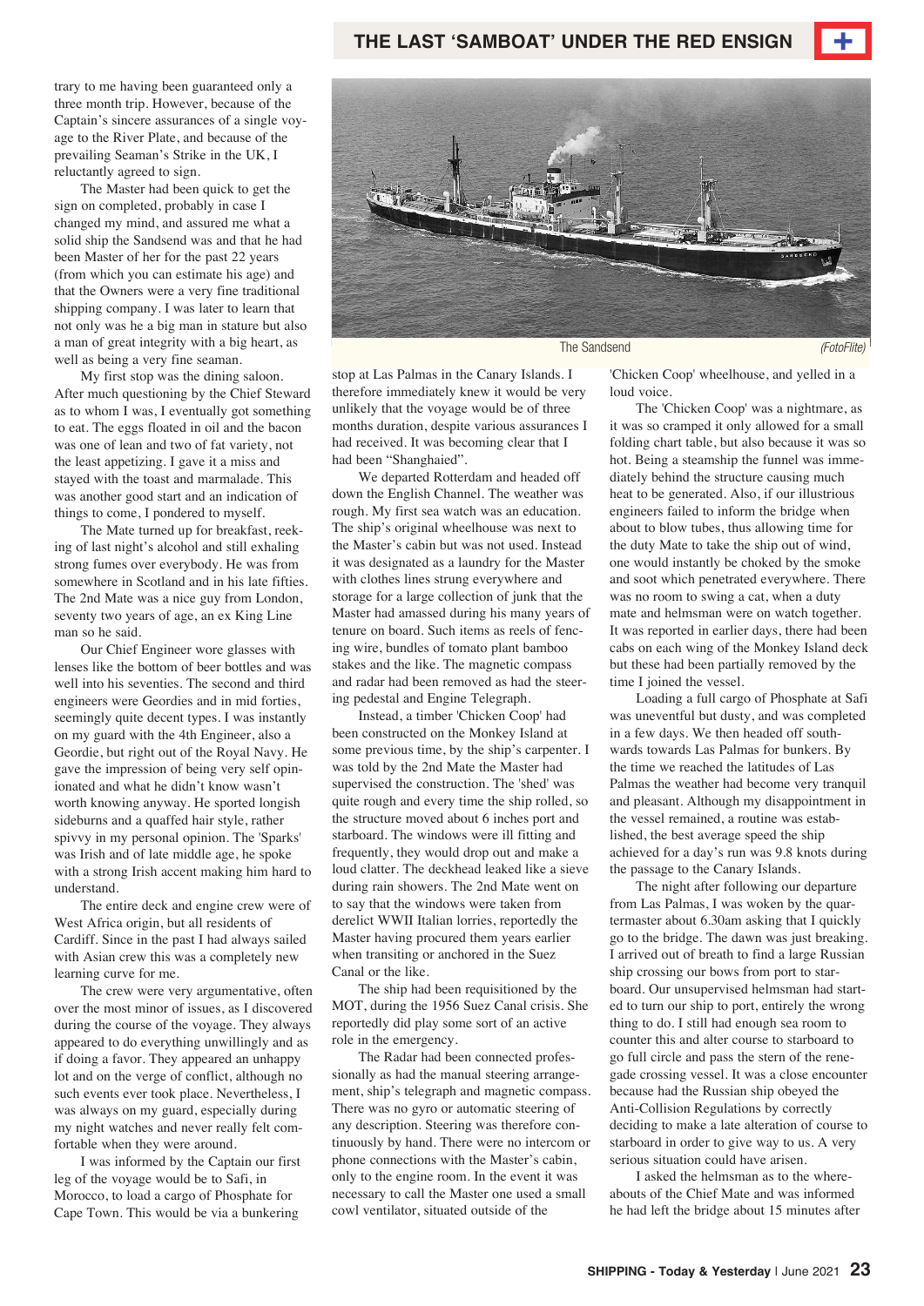trary to me having been guaranteed only a three month trip. However, because of the Captain's sincere assurances of a single voyage to the River Plate, and because of the prevailing Seaman's Strike in the UK, I reluctantly agreed to sign.

The Master had been quick to get the sign on completed, probably in case I changed my mind, and assured me what a solid ship the Sandsend was and that he had been Master of her for the past 22 years (from which you can estimate his age) and that the Owners were a very fine traditional shipping company. I was later to learn that not only was he a big man in stature but also a man of great integrity with a big heart, as well as being a very fine seaman.

My first stop was the dining saloon. After much questioning by the Chief Steward as to whom I was, I eventually got something to eat. The eggs floated in oil and the bacon was one of lean and two of fat variety, not the least appetizing. I gave it a miss and stayed with the toast and marmalade. This was another good start and an indication of things to come, I pondered to myself.

The Mate turned up for breakfast, reeking of last night's alcohol and still exhaling strong fumes over everybody. He was from somewhere in Scotland and in his late fifties. The 2nd Mate was a nice guy from London, seventy two years of age, an ex King Line man so he said.

Our Chief Engineer wore glasses with lenses like the bottom of beer bottles and was well into his seventies. The second and third engineers were Geordies and in mid forties, seemingly quite decent types. I was instantly on my guard with the 4th Engineer, also a Geordie, but right out of the Royal Navy. He gave the impression of being very self opinionated and what he didn't know wasn't worth knowing anyway. He sported longish sideburns and a quaffed hair style, rather spivvy in my personal opinion. The 'Sparks' was Irish and of late middle age, he spoke with a strong Irish accent making him hard to understand.

The entire deck and engine crew were of West Africa origin, but all residents of Cardiff. Since in the past I had always sailed with Asian crew this was a completely new learning curve for me.

The crew were very argumentative, often over the most minor of issues, as I discovered during the course of the voyage. They always appeared to do everything unwillingly and as if doing a favor. They appeared an unhappy lot and on the verge of conflict, although no such events ever took place. Nevertheless, I was always on my guard, especially during my night watches and never really felt comfortable when they were around.

I was informed by the Captain our first leg of the voyage would be to Safi, in Morocco, to load a cargo of Phosphate for Cape Town. This would be via a bunkering

The Sandsend (FotoFlite)

stop at Las Palmas in the Canary Islands. I therefore immediately knew it would be very unlikely that the voyage would be of three months duration, despite various assurances I had received. It was becoming clear that I had been "Shanghaied".

We departed Rotterdam and headed off down the English Channel. The weather was rough. My first sea watch was an education. The ship's original wheelhouse was next to the Master's cabin but was not used. Instead it was designated as a laundry for the Master with clothes lines strung everywhere and storage for a large collection of junk that the Master had amassed during his many years of tenure on board. Such items as reels of fencing wire, bundles of tomato plant bamboo stakes and the like. The magnetic compass and radar had been removed as had the steering pedestal and Engine Telegraph.

Instead, a timber 'Chicken Coop' had been constructed on the Monkey Island at some previous time, by the ship's carpenter. I was told by the 2nd Mate the Master had supervised the construction. The 'shed' was quite rough and every time the ship rolled, so the structure moved about 6 inches port and starboard. The windows were ill fitting and frequently, they would drop out and make a loud clatter. The deckhead leaked like a sieve during rain showers. The 2nd Mate went on to say that the windows were taken from derelict WWII Italian lorries, reportedly the Master having procured them years earlier when transiting or anchored in the Suez Canal or the like.

The ship had been requisitioned by the MOT, during the 1956 Suez Canal crisis. She reportedly did play some sort of an active role in the emergency.

The Radar had been connected professionally as had the manual steering arrangement, ship's telegraph and magnetic compass. There was no gyro or automatic steering of any description. Steering was therefore continuously by hand. There were no intercom or phone connections with the Master's cabin, only to the engine room. In the event it was necessary to call the Master one used a small cowl ventilator, situated outside of the 'Chicken Coop' wheelhouse, and yelled in a loud voice.

The 'Chicken Coop' was a nightmare, as it was so cramped it only allowed for a small folding chart table, but also because it was so hot. Being a steamship the funnel was immediately behind the structure causing much heat to be generated. Also, if our illustrious engineers failed to inform the bridge when about to blow tubes, thus allowing time for the duty Mate to take the ship out of wind, one would instantly be choked by the smoke and soot which penetrated everywhere. There was no room to swing a cat, when a duty mate and helmsman were on watch together. It was reported in earlier days, there had been cabs on each wing of the Monkey Island deck but these had been partially removed by the time I joined the vessel.

Loading a full cargo of Phosphate at Safi was uneventful but dusty, and was completed in a few days. We then headed off southwards towards Las Palmas for bunkers. By the time we reached the latitudes of Las Palmas the weather had become very tranquil and pleasant. Although my disappointment in the vessel remained, a routine was established, the best average speed the ship achieved for a day's run was 9.8 knots during the passage to the Canary Islands.

The night after following our departure from Las Palmas, I was woken by the quartermaster about 6.30am asking that I quickly go to the bridge. The dawn was just breaking. I arrived out of breath to find a large Russian ship crossing our bows from port to starboard. Our unsupervised helmsman had started to turn our ship to port, entirely the wrong thing to do. I still had enough sea room to counter this and alter course to starboard to go full circle and pass the stern of the renegade crossing vessel. It was a close encounter because had the Russian ship obeyed the Anti-Collision Regulations by correctly deciding to make a late alteration of course to starboard in order to give way to us. A very serious situation could have arisen.

I asked the helmsman as to the whereabouts of the Chief Mate and was informed he had left the bridge about 15 minutes after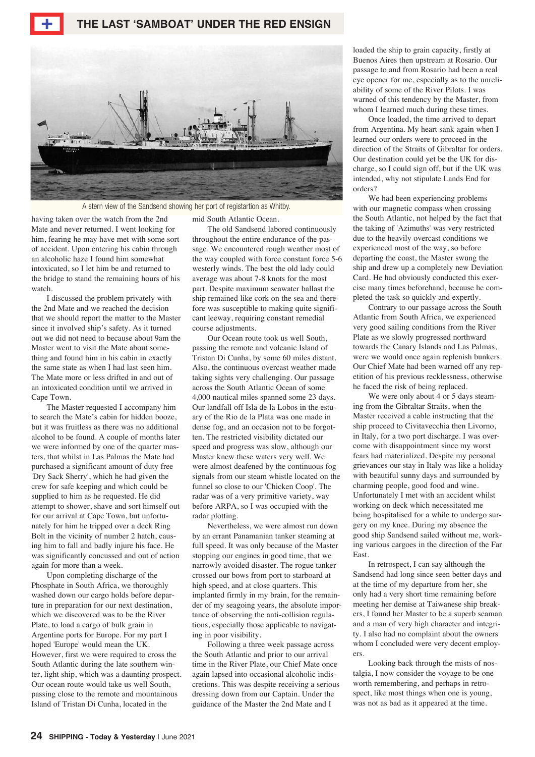# THE LAST 'SAMBOAT' UNDER THE RED ENSIGN

A stern view of the Sandsend showing her port of registartion as Whitby.

having taken over the watch from the 2nd Mate and never returned. I went looking for him, fearing he may have met with some sort of accident. Upon entering his cabin through an alcoholic haze I found him somewhat intoxicated, so I let him be and returned to the bridge to stand the remaining hours of his watch.

I discussed the problem privately with the 2nd Mate and we reached the decision that we should report the matter to the Master since it involved ship's safety. As it turned out we did not need to because about 9am the Master went to visit the Mate about something and found him in his cabin in exactly the same state as when I had last seen him. The Mate more or less drifted in and out of an intoxicated condition until we arrived in Cape Town.

The Master requested I accompany him to search the Mate's cabin for hidden booze, but it was fruitless as there was no additional alcohol to be found. A couple of months later we were informed by one of the quarter masters, that whilst in Las Palmas the Mate had purchased a significant amount of duty free 'Dry Sack Sherry', which he had given the crew for safe keeping and which could be supplied to him as he requested. He did attempt to shower, shave and sort himself out for our arrival at Cape Town, but unfortunately for him he tripped over a deck Ring Bolt in the vicinity of number 2 hatch, causing him to fall and badly injure his face. He was significantly concussed and out of action again for more than a week.

Upon completing discharge of the Phosphate in South Africa, we thoroughly washed down our cargo holds before departure in preparation for our next destination, which we discovered was to be the River Plate, to load a cargo of bulk grain in Argentine ports for Europe. For my part I hoped 'Europe' would mean the UK. However, first we were required to cross the South Atlantic during the late southern winter, light ship, which was a daunting prospect. Our ocean route would take us well South, passing close to the remote and mountainous Island of Tristan Di Cunha, located in the mid South Atlantic Ocean.

The old Sandsend labored continuously throughout the entire endurance of the passage. We encountered rough weather most of the way coupled with force constant force 5-6 westerly winds. The best the old lady could average was about 7-8 knots for the most part. Despite maximum seawater ballast the ship remained like cork on the sea and therefore was susceptible to making quite significant leeway, requiring constant remedial course adjustments.

Our Ocean route took us well South, passing the remote and volcanic Island of Tristan Di Cunha, by some 60 miles distant. Also, the continuous overcast weather made taking sights very challenging. Our passage across the South Atlantic Ocean of some 4,000 nautical miles spanned some 23 days. Our landfall off Isla de la Lobos in the estuary of the Rio de la Plata was one made in dense fog, and an occasion not to be forgotten. The restricted visibility dictated our speed and progress was slow, although our Master knew these waters very well. We were almost deafened by the continuous fog signals from our steam whistle located on the funnel so close to our 'Chicken Coop'. The radar was of a very primitive variety, way before ARPA, so I was occupied with the radar plotting.

Nevertheless, we were almost run down by an errant Panamanian tanker steaming at full speed. It was only because of the Master stopping our engines in good time, that we narrowly avoided disaster. The rogue tanker crossed our bows from port to starboard at high speed, and at close quarters. This implanted firmly in my brain, for the remainder of my seagoing years, the absolute importance of observing the anti-collision regulations, especially those applicable to navigating in poor visibility.

Following a three week passage across the South Atlantic and prior to our arrival time in the River Plate, our Chief Mate once again lapsed into occasional alcoholic indiscretions. This was despite receiving a serious dressing down from our Captain. Under the guidance of the Master the 2nd Mate and I loaded the ship to grain capacity, firstly at Buenos Aires then upstream at Rosario. Our passage to and from Rosario had been a real eye opener for me, especially as to the unreliability of some of the River Pilots. I was warned of this tendency by the Master, from whom I learned much during these times.

Once loaded, the time arrived to depart from Argentina. My heart sank again when I learned our orders were to proceed in the direction of the Straits of Gibraltar for orders. Our destination could yet be the UK for discharge, so I could sign off, but if the UK was intended, why not stipulate Lands End for orders?

We had been experiencing problems with our magnetic compass when crossing the South Atlantic, not helped by the fact that the taking of 'Azimuths' was very restricted due to the heavily overcast conditions we experienced most of the way, so before departing the coast, the Master swung the ship and drew up a completely new Deviation Card. He had obviously conducted this exercise many times beforehand, because he completed the task so quickly and expertly.

Contrary to our passage across the South Atlantic from South Africa, we experienced very good sailing conditions from the River Plate as we slowly progressed northward towards the Canary Islands and Las Palmas, were we would once again replenish bunkers. Our Chief Mate had been warned off any repetition of his previous recklessness, otherwise he faced the risk of being replaced.

We were only about 4 or 5 days steaming from the Gibraltar Straits, when the Master received a cable instructing that the ship proceed to Civitavecchia then Livorno, in Italy, for a two port discharge. I was overcome with disappointment since my worst fears had materialized. Despite my personal grievances our stay in Italy was like a holiday with beautiful sunny days and surrounded by charming people, good food and wine. Unfortunately I met with an accident whilst working on deck which necessitated me being hospitalised for a while to undergo surgery on my knee. During my absence the good ship Sandsend sailed without me, working various cargoes in the direction of the Far East.

In retrospect, I can say although the Sandsend had long since seen better days and at the time of my departure from her, she only had a very short time remaining before meeting her demise at Taiwanese ship breakers, I found her Master to be a superb seaman and a man of very high character and integrity. I also had no complaint about the owners whom I concluded were very decent employers.

Looking back through the mists of nostalgia, I now consider the voyage to be one worth remembering, and perhaps in retrospect, like most things when one is young, was not as bad as it appeared at the time.